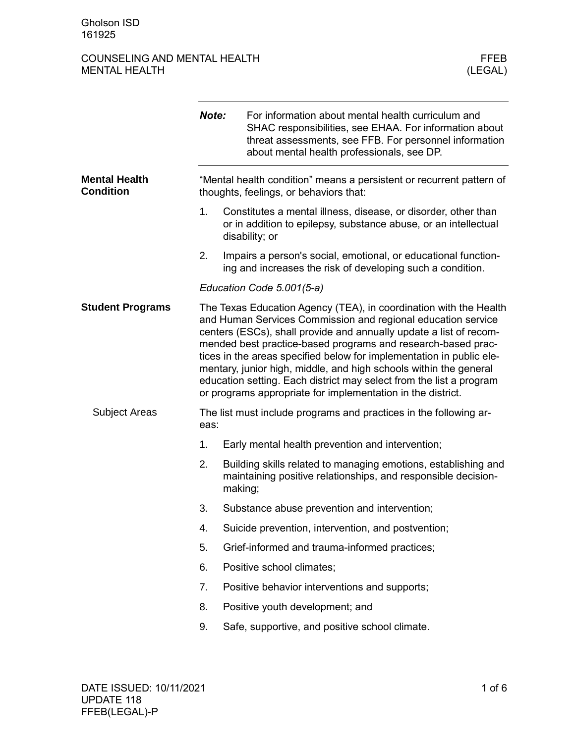Gholson ISD
161925

# COUNSELING AND MENTAL HEALTH
## MENTAL HEALTH

FFEB
(LEGAL)

---

***Note:*** For information about mental health curriculum and SHAC responsibilities, see EHAA. For information about threat assessments, see FFB. For personnel information about mental health professionals, see DP.

---

### Mental Health Condition

"Mental health condition" means a persistent or recurrent pattern of thoughts, feelings, or behaviors that:

1. Constitutes a mental illness, disease, or disorder, other than or in addition to epilepsy, substance abuse, or an intellectual disability; or
2. Impairs a person's social, emotional, or educational functioning and increases the risk of developing such a condition.

*Education Code 5.001(5-a)*

### Student Programs

The Texas Education Agency (TEA), in coordination with the Health and Human Services Commission and regional education service centers (ESCs), shall provide and annually update a list of recommended best practice-based programs and research-based practices in the areas specified below for implementation in public elementary, junior high, middle, and high schools within the general education setting. Each district may select from the list a program or programs appropriate for implementation in the district.

#### Subject Areas

The list must include programs and practices in the following areas:

1. Early mental health prevention and intervention;
2. Building skills related to managing emotions, establishing and maintaining positive relationships, and responsible decision-making;
3. Substance abuse prevention and intervention;
4. Suicide prevention, intervention, and postvention;
5. Grief-informed and trauma-informed practices;
6. Positive school climates;
7. Positive behavior interventions and supports;
8. Positive youth development; and
9. Safe, supportive, and positive school climate.

DATE ISSUED: 10/11/2021
UPDATE 118
FFEB(LEGAL)-P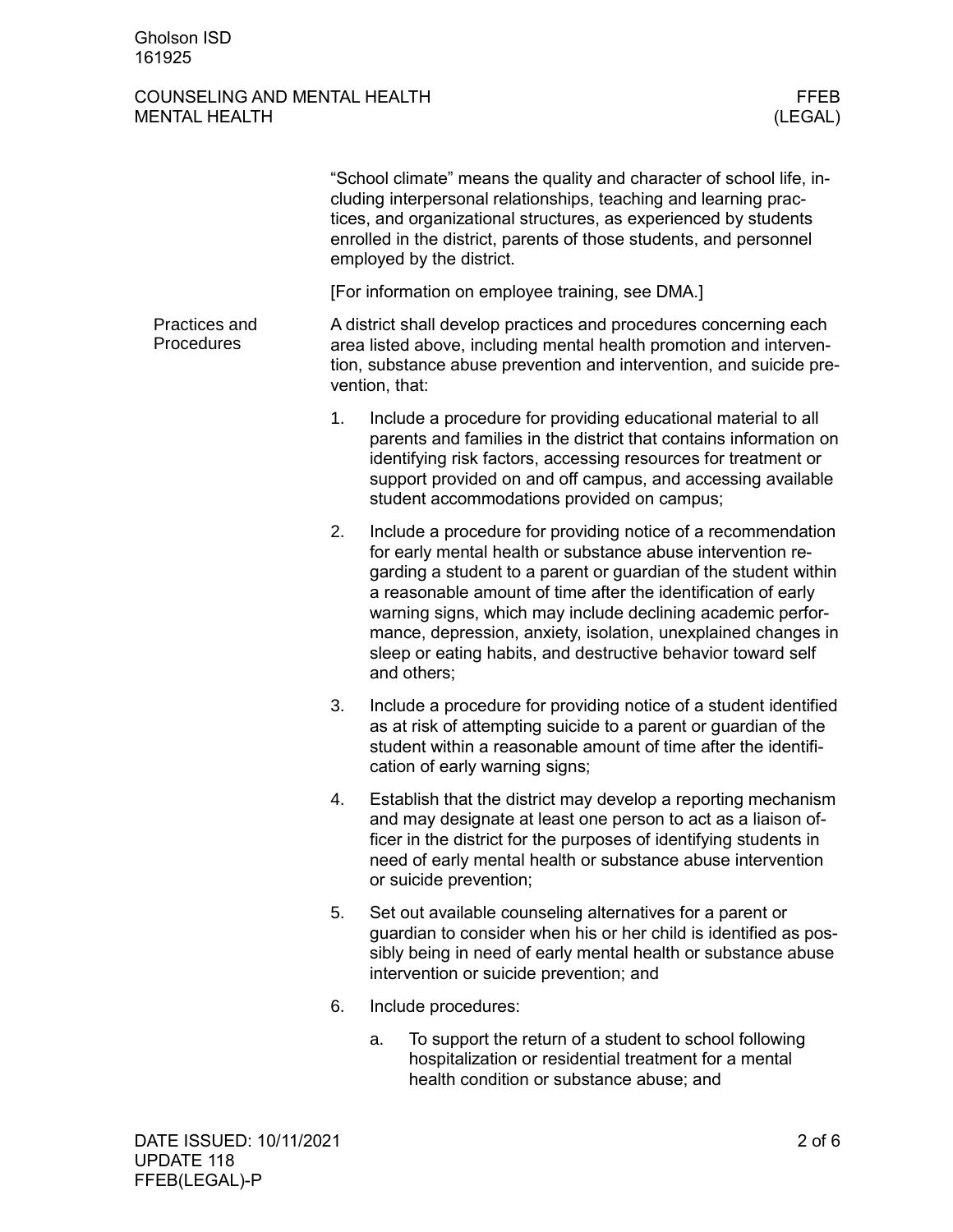"School climate" means the quality and character of school life, including interpersonal relationships, teaching and learning practices, and organizational structures, as experienced by students enrolled in the district, parents of those students, and personnel employed by the district.

[For information on employee training, see DMA.]

## Practices and Procedures

A district shall develop practices and procedures concerning each area listed above, including mental health promotion and intervention, substance abuse prevention and intervention, and suicide prevention, that:

1. Include a procedure for providing educational material to all parents and families in the district that contains information on identifying risk factors, accessing resources for treatment or support provided on and off campus, and accessing available student accommodations provided on campus;
2. Include a procedure for providing notice of a recommendation for early mental health or substance abuse intervention regarding a student to a parent or guardian of the student within a reasonable amount of time after the identification of early warning signs, which may include declining academic performance, depression, anxiety, isolation, unexplained changes in sleep or eating habits, and destructive behavior toward self and others;
3. Include a procedure for providing notice of a student identified as at risk of attempting suicide to a parent or guardian of the student within a reasonable amount of time after the identification of early warning signs;
4. Establish that the district may develop a reporting mechanism and may designate at least one person to act as a liaison officer in the district for the purposes of identifying students in need of early mental health or substance abuse intervention or suicide prevention;
5. Set out available counseling alternatives for a parent or guardian to consider when his or her child is identified as possibly being in need of early mental health or substance abuse intervention or suicide prevention; and
6. Include procedures:
    a. To support the return of a student to school following hospitalization or residential treatment for a mental health condition or substance abuse; and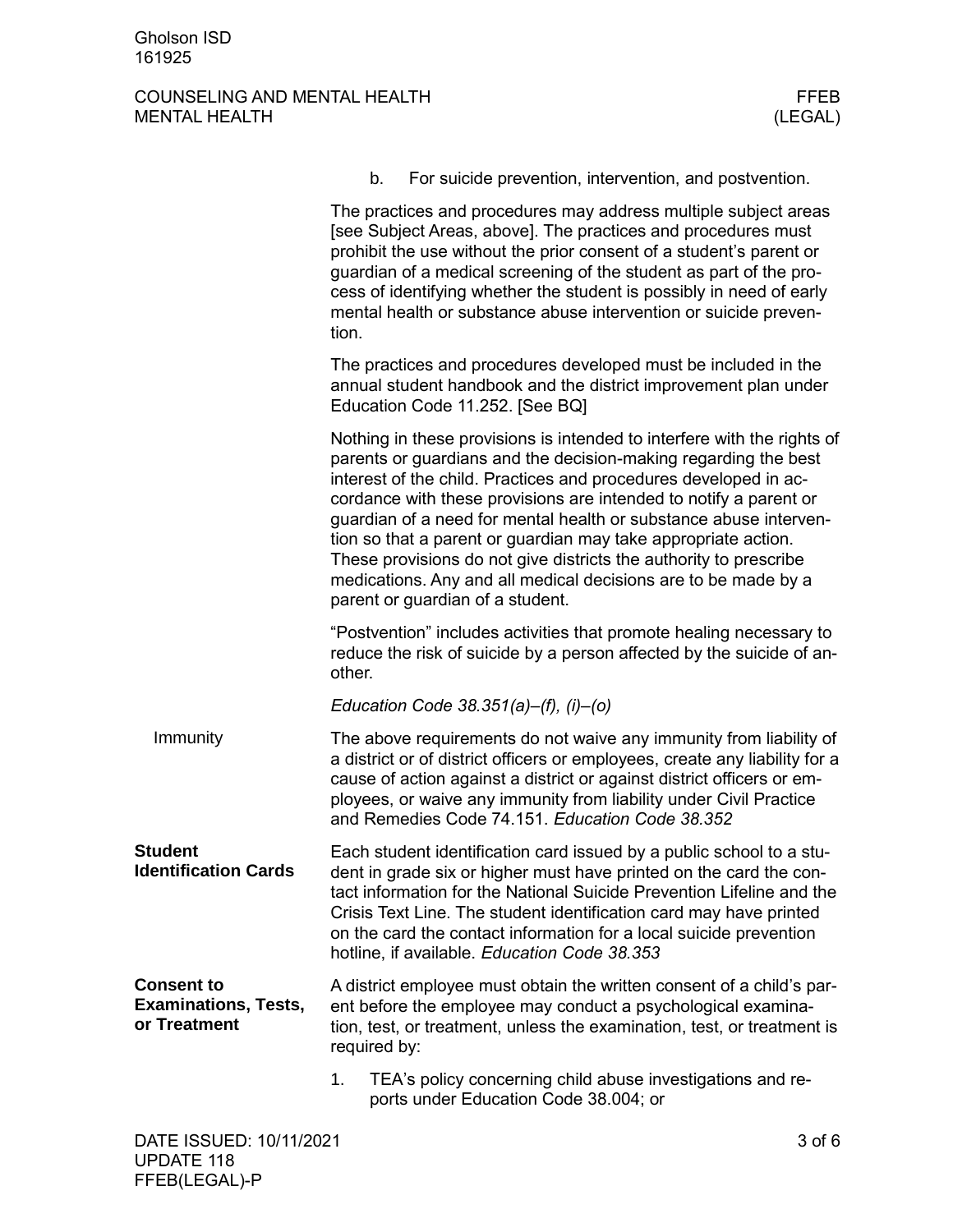b. For suicide prevention, intervention, and postvention.

The practices and procedures may address multiple subject areas [see Subject Areas, above]. The practices and procedures must prohibit the use without the prior consent of a student's parent or guardian of a medical screening of the student as part of the process of identifying whether the student is possibly in need of early mental health or substance abuse intervention or suicide prevention.

The practices and procedures developed must be included in the annual student handbook and the district improvement plan under Education Code 11.252. [See BQ]

Nothing in these provisions is intended to interfere with the rights of parents or guardians and the decision-making regarding the best interest of the child. Practices and procedures developed in accordance with these provisions are intended to notify a parent or guardian of a need for mental health or substance abuse intervention so that a parent or guardian may take appropriate action. These provisions do not give districts the authority to prescribe medications. Any and all medical decisions are to be made by a parent or guardian of a student.

"Postvention" includes activities that promote healing necessary to reduce the risk of suicide by a person affected by the suicide of another.

*Education Code 38.351(a)–(f), (i)–(o)*

### Immunity

The above requirements do not waive any immunity from liability of a district or of district officers or employees, create any liability for a cause of action against a district or against district officers or employees, or waive any immunity from liability under Civil Practice and Remedies Code 74.151. *Education Code 38.352*

## Student Identification Cards

Each student identification card issued by a public school to a student in grade six or higher must have printed on the card the contact information for the National Suicide Prevention Lifeline and the Crisis Text Line. The student identification card may have printed on the card the contact information for a local suicide prevention hotline, if available. *Education Code 38.353*

## Consent to Examinations, Tests, or Treatment

A district employee must obtain the written consent of a child's parent before the employee may conduct a psychological examination, test, or treatment, unless the examination, test, or treatment is required by:

1. TEA's policy concerning child abuse investigations and reports under Education Code 38.004; or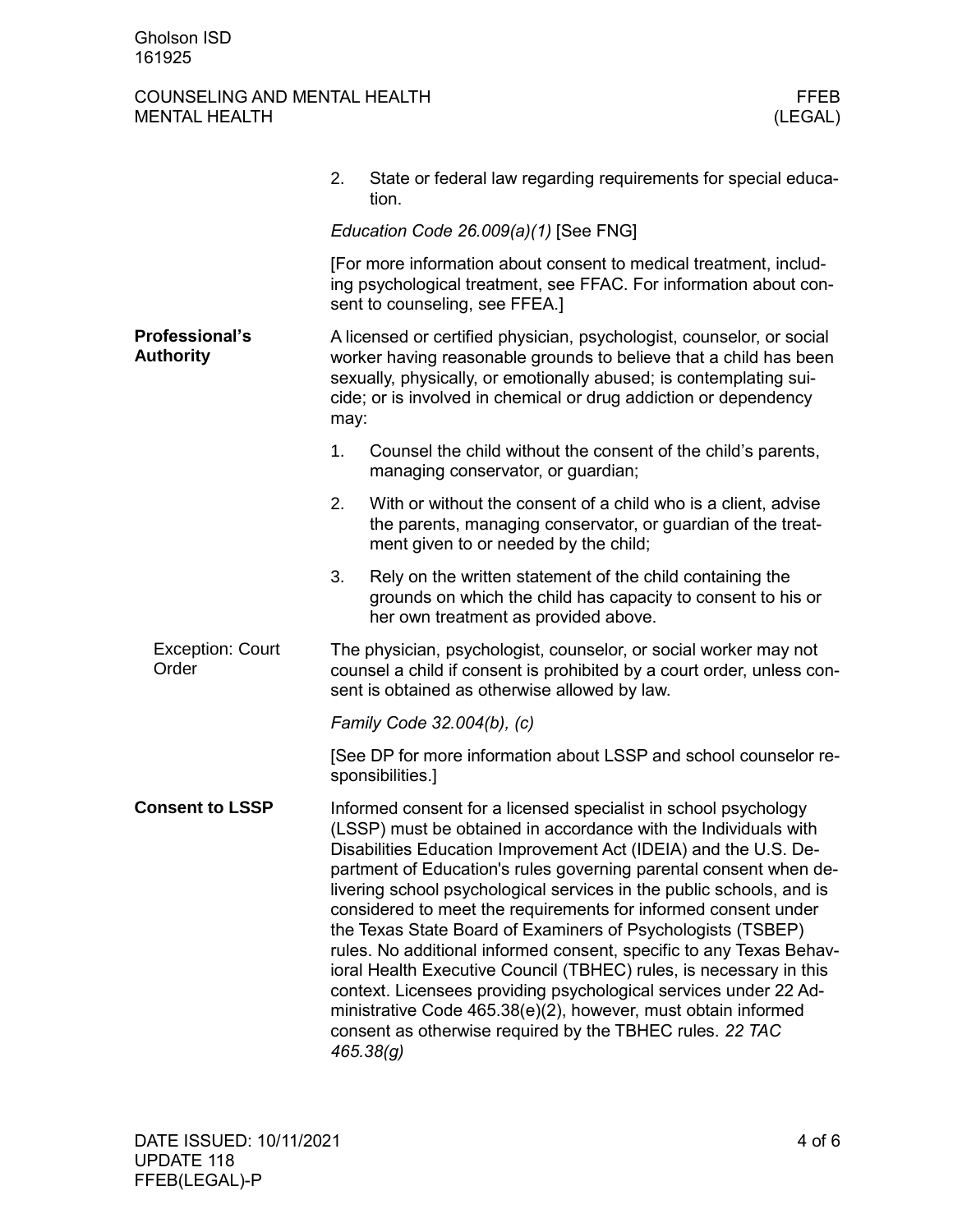2. State or federal law regarding requirements for special education.

*Education Code 26.009(a)(1)* [See FNG]

[For more information about consent to medical treatment, including psychological treatment, see FFAC. For information about consent to counseling, see FFEA.]

**Professional's Authority**

A licensed or certified physician, psychologist, counselor, or social worker having reasonable grounds to believe that a child has been sexually, physically, or emotionally abused; is contemplating suicide; or is involved in chemical or drug addiction or dependency may:

1. Counsel the child without the consent of the child's parents, managing conservator, or guardian;
2. With or without the consent of a child who is a client, advise the parents, managing conservator, or guardian of the treatment given to or needed by the child;
3. Rely on the written statement of the child containing the grounds on which the child has capacity to consent to his or her own treatment as provided above.

Exception: Court Order

The physician, psychologist, counselor, or social worker may not counsel a child if consent is prohibited by a court order, unless consent is obtained as otherwise allowed by law.

*Family Code 32.004(b), (c)*

[See DP for more information about LSSP and school counselor responsibilities.]

**Consent to LSSP**

Informed consent for a licensed specialist in school psychology (LSSP) must be obtained in accordance with the Individuals with Disabilities Education Improvement Act (IDEIA) and the U.S. Department of Education's rules governing parental consent when delivering school psychological services in the public schools, and is considered to meet the requirements for informed consent under the Texas State Board of Examiners of Psychologists (TSBEP) rules. No additional informed consent, specific to any Texas Behavioral Health Executive Council (TBHEC) rules, is necessary in this context. Licensees providing psychological services under 22 Administrative Code 465.38(e)(2), however, must obtain informed consent as otherwise required by the TBHEC rules. *22 TAC 465.38(g)*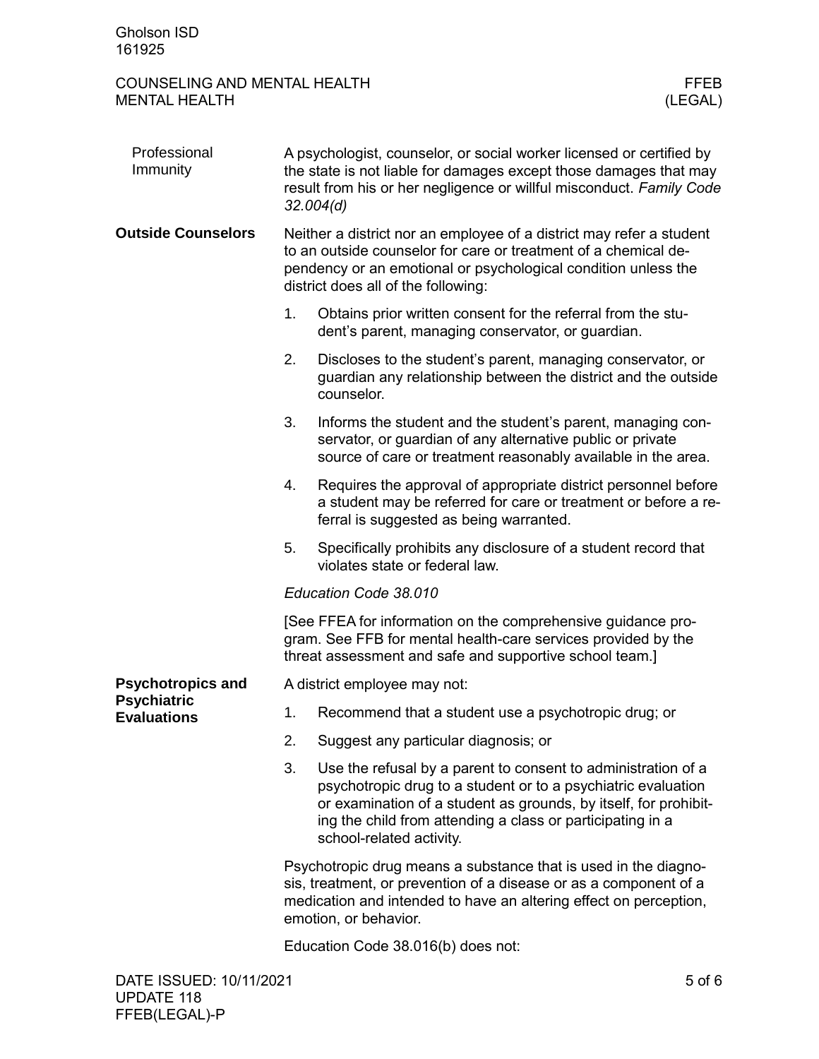## Professional Immunity

A psychologist, counselor, or social worker licensed or certified by the state is not liable for damages except those damages that may result from his or her negligence or willful misconduct. *Family Code 32.004(d)*

## Outside Counselors

Neither a district nor an employee of a district may refer a student to an outside counselor for care or treatment of a chemical dependency or an emotional or psychological condition unless the district does all of the following:

1. Obtains prior written consent for the referral from the student's parent, managing conservator, or guardian.
2. Discloses to the student's parent, managing conservator, or guardian any relationship between the district and the outside counselor.
3. Informs the student and the student's parent, managing conservator, or guardian of any alternative public or private source of care or treatment reasonably available in the area.
4. Requires the approval of appropriate district personnel before a student may be referred for care or treatment or before a referral is suggested as being warranted.
5. Specifically prohibits any disclosure of a student record that violates state or federal law.

*Education Code 38.010*

[See FFEA for information on the comprehensive guidance program. See FFB for mental health-care services provided by the threat assessment and safe and supportive school team.]

## Psychotropics and Psychiatric Evaluations

A district employee may not:

1. Recommend that a student use a psychotropic drug; or
2. Suggest any particular diagnosis; or
3. Use the refusal by a parent to consent to administration of a psychotropic drug to a student or to a psychiatric evaluation or examination of a student as grounds, by itself, for prohibiting the child from attending a class or participating in a school-related activity.

Psychotropic drug means a substance that is used in the diagnosis, treatment, or prevention of a disease or as a component of a medication and intended to have an altering effect on perception, emotion, or behavior.

Education Code 38.016(b) does not: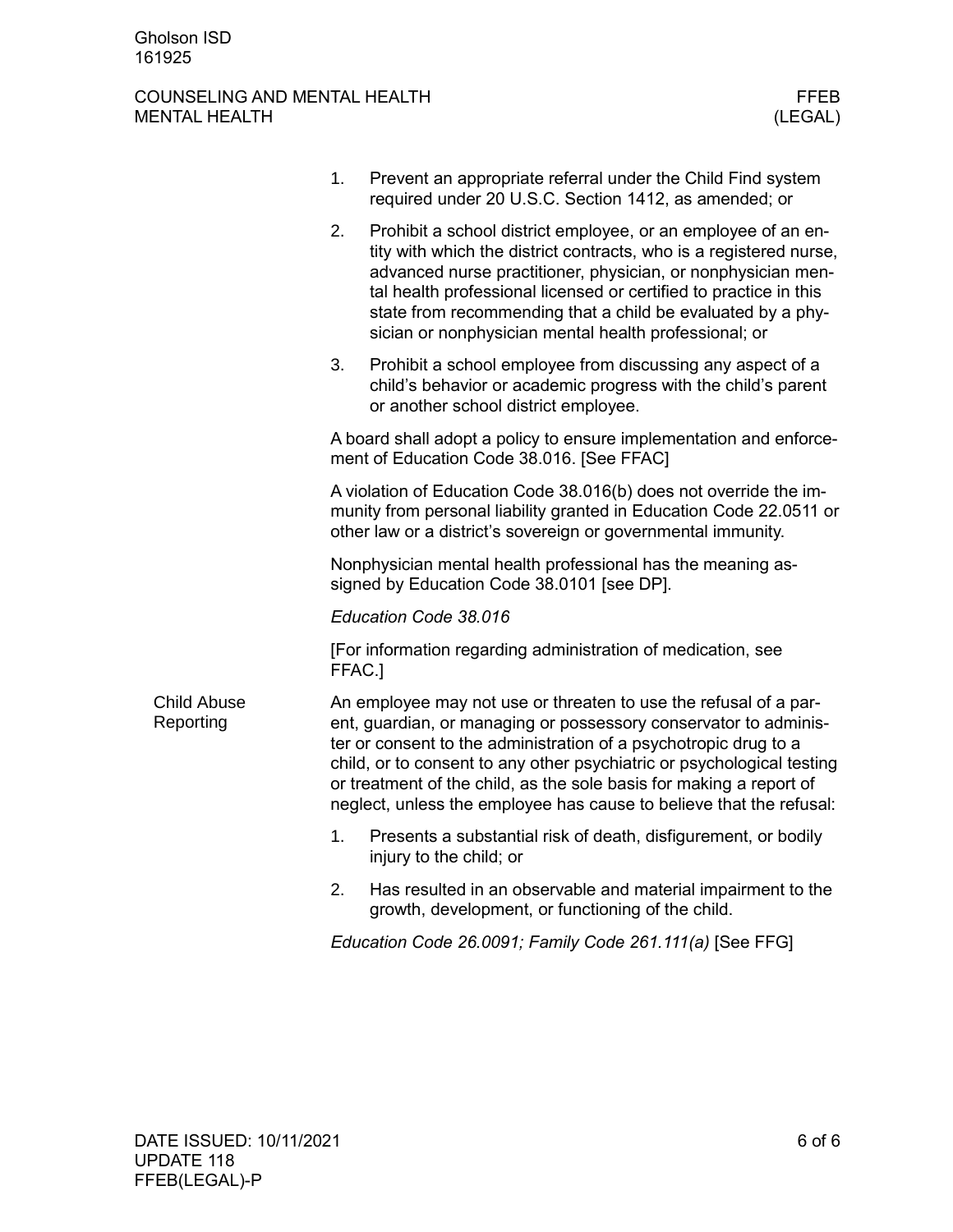1. Prevent an appropriate referral under the Child Find system required under 20 U.S.C. Section 1412, as amended; or
2. Prohibit a school district employee, or an employee of an entity with which the district contracts, who is a registered nurse, advanced nurse practitioner, physician, or nonphysician mental health professional licensed or certified to practice in this state from recommending that a child be evaluated by a physician or nonphysician mental health professional; or
3. Prohibit a school employee from discussing any aspect of a child's behavior or academic progress with the child's parent or another school district employee.

A board shall adopt a policy to ensure implementation and enforcement of Education Code 38.016. [See FFAC]

A violation of Education Code 38.016(b) does not override the immunity from personal liability granted in Education Code 22.0511 or other law or a district's sovereign or governmental immunity.

Nonphysician mental health professional has the meaning assigned by Education Code 38.0101 [see DP].

*Education Code 38.016*

[For information regarding administration of medication, see FFAC.]

**Child Abuse Reporting**

An employee may not use or threaten to use the refusal of a parent, guardian, or managing or possessory conservator to administer or consent to the administration of a psychotropic drug to a child, or to consent to any other psychiatric or psychological testing or treatment of the child, as the sole basis for making a report of neglect, unless the employee has cause to believe that the refusal:

1. Presents a substantial risk of death, disfigurement, or bodily injury to the child; or
2. Has resulted in an observable and material impairment to the growth, development, or functioning of the child.

*Education Code 26.0091; Family Code 261.111(a)* [See FFG]